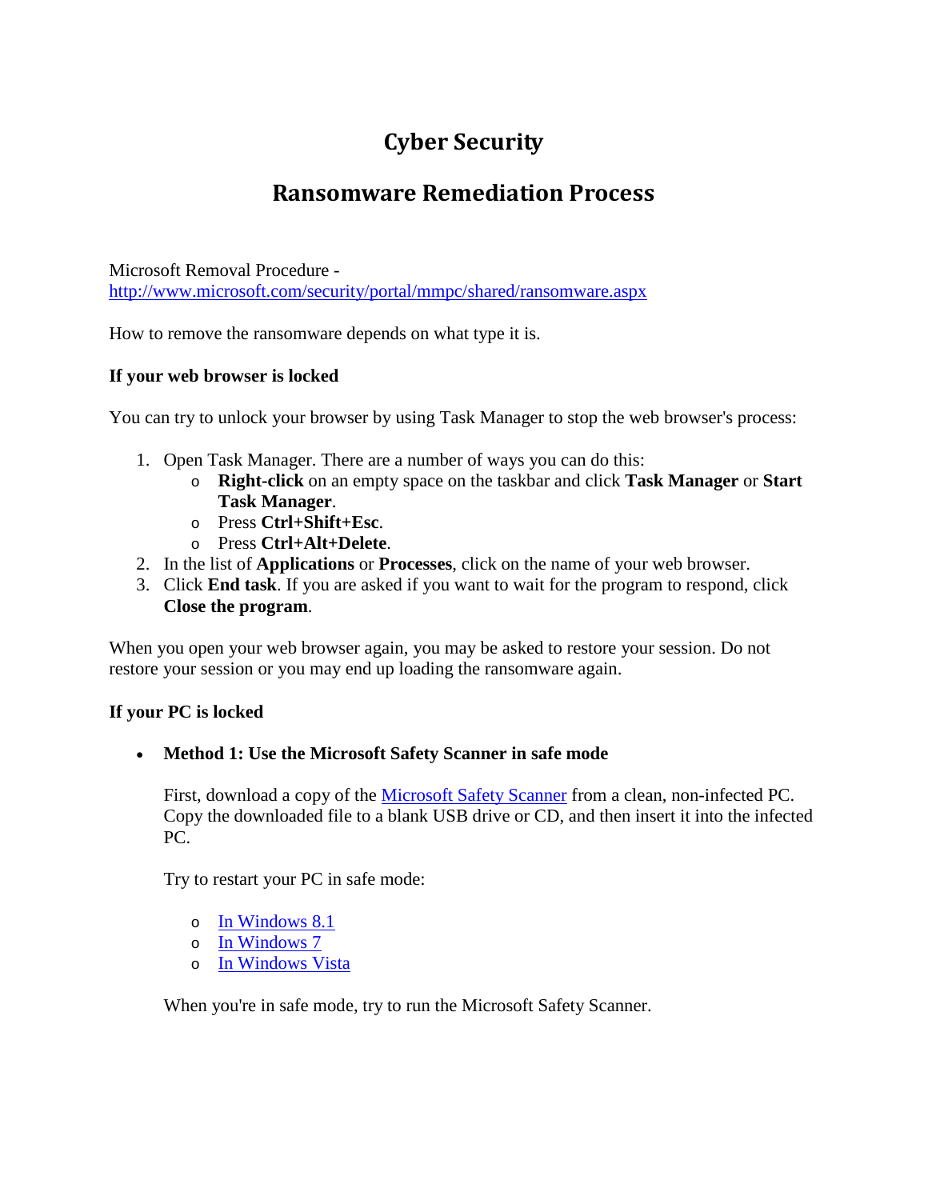# Cyber Security

## Ransomware Remediation Process

Microsoft Removal Procedure -
[http://www.microsoft.com/security/portal/mmpc/shared/ransomware.aspx](http://www.microsoft.com/security/portal/mmpc/shared/ransomware.aspx)

How to remove the ransomware depends on what type it is.

**If your web browser is locked**

You can try to unlock your browser by using Task Manager to stop the web browser's process:

1. Open Task Manager. There are a number of ways you can do this:
   - **Right-click** on an empty space on the taskbar and click **Task Manager** or **Start Task Manager**.
   - Press **Ctrl+Shift+Esc**.
   - Press **Ctrl+Alt+Delete**.
2. In the list of **Applications** or **Processes**, click on the name of your web browser.
3. Click **End task**. If you are asked if you want to wait for the program to respond, click **Close the program**.

When you open your web browser again, you may be asked to restore your session. Do not restore your session or you may end up loading the ransomware again.

**If your PC is locked**

- **Method 1: Use the Microsoft Safety Scanner in safe mode**

  First, download a copy of the Microsoft Safety Scanner from a clean, non-infected PC. Copy the downloaded file to a blank USB drive or CD, and then insert it into the infected PC.

  Try to restart your PC in safe mode:

  - In Windows 8.1
  - In Windows 7
  - In Windows Vista

  When you're in safe mode, try to run the Microsoft Safety Scanner.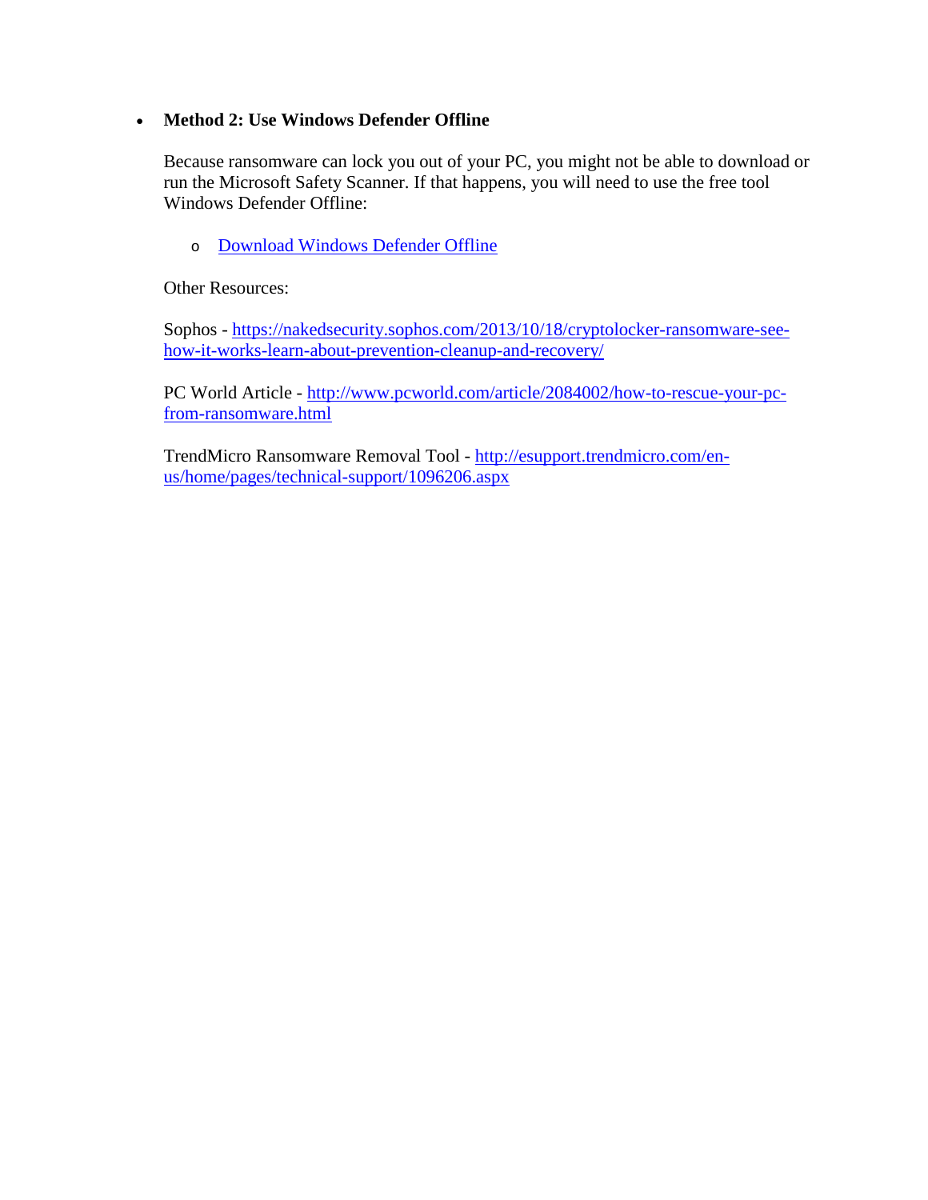- **Method 2: Use Windows Defender Offline**

  Because ransomware can lock you out of your PC, you might not be able to download or run the Microsoft Safety Scanner. If that happens, you will need to use the free tool Windows Defender Offline:

  - Download Windows Defender Offline

  Other Resources:

  Sophos - https://nakedsecurity.sophos.com/2013/10/18/cryptolocker-ransomware-see-how-it-works-learn-about-prevention-cleanup-and-recovery/

  PC World Article - http://www.pcworld.com/article/2084002/how-to-rescue-your-pc-from-ransomware.html

  TrendMicro Ransomware Removal Tool - http://esupport.trendmicro.com/en-us/home/pages/technical-support/1096206.aspx